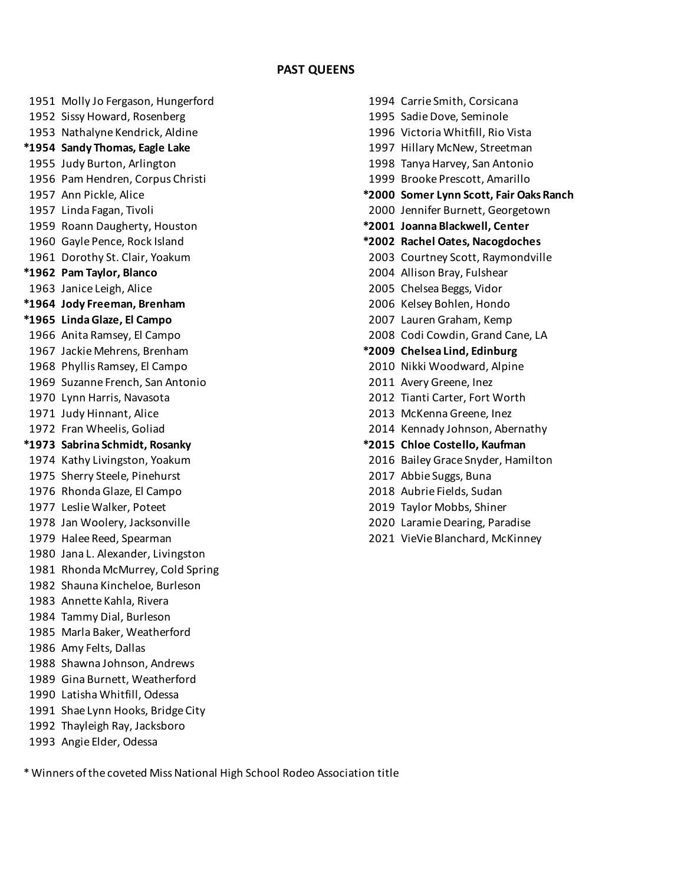**PAST QUEENS**

1951 Molly Jo Fergason, Hungerford
1952 Sissy Howard, Rosenberg
1953 Nathalyne Kendrick, Aldine
**\*1954 Sandy Thomas, Eagle Lake**
1955 Judy Burton, Arlington
1956 Pam Hendren, Corpus Christi
1957 Ann Pickle, Alice
1957 Linda Fagan, Tivoli
1959 Roann Daugherty, Houston
1960 Gayle Pence, Rock Island
1961 Dorothy St. Clair, Yoakum
**\*1962 Pam Taylor, Blanco**
1963 Janice Leigh, Alice
**\*1964 Jody Freeman, Brenham**
**\*1965 Linda Glaze, El Campo**
1966 Anita Ramsey, El Campo
1967 Jackie Mehrens, Brenham
1968 Phyllis Ramsey, El Campo
1969 Suzanne French, San Antonio
1970 Lynn Harris, Navasota
1971 Judy Hinnant, Alice
1972 Fran Wheelis, Goliad
**\*1973 Sabrina Schmidt, Rosanky**
1974 Kathy Livingston, Yoakum
1975 Sherry Steele, Pinehurst
1976 Rhonda Glaze, El Campo
1977 Leslie Walker, Poteet
1978 Jan Woolery, Jacksonville
1979 Halee Reed, Spearman
1980 Jana L. Alexander, Livingston
1981 Rhonda McMurrey, Cold Spring
1982 Shauna Kincheloe, Burleson
1983 Annette Kahla, Rivera
1984 Tammy Dial, Burleson
1985 Marla Baker, Weatherford
1986 Amy Felts, Dallas
1988 Shawna Johnson, Andrews
1989 Gina Burnett, Weatherford
1990 Latisha Whitfill, Odessa
1991 Shae Lynn Hooks, Bridge City
1992 Thayleigh Ray, Jacksboro
1993 Angie Elder, Odessa
1994 Carrie Smith, Corsicana
1995 Sadie Dove, Seminole
1996 Victoria Whitfill, Rio Vista
1997 Hillary McNew, Streetman
1998 Tanya Harvey, San Antonio
1999 Brooke Prescott, Amarillo
**\*2000 Somer Lynn Scott, Fair Oaks Ranch**
2000 Jennifer Burnett, Georgetown
**\*2001 Joanna Blackwell, Center**
**\*2002 Rachel Oates, Nacogdoches**
2003 Courtney Scott, Raymondville
2004 Allison Bray, Fulshear
2005 Chelsea Beggs, Vidor
2006 Kelsey Bohlen, Hondo
2007 Lauren Graham, Kemp
2008 Codi Cowdin, Grand Cane, LA
**\*2009 Chelsea Lind, Edinburg**
2010 Nikki Woodward, Alpine
2011 Avery Greene, Inez
2012 Tianti Carter, Fort Worth
2013 McKenna Greene, Inez
2014 Kennady Johnson, Abernathy
**\*2015 Chloe Costello, Kaufman**
2016 Bailey Grace Snyder, Hamilton
2017 Abbie Suggs, Buna
2018 Aubrie Fields, Sudan
2019 Taylor Mobbs, Shiner
2020 Laramie Dearing, Paradise
2021 VieVie Blanchard, McKinney

\* Winners of the coveted Miss National High School Rodeo Association title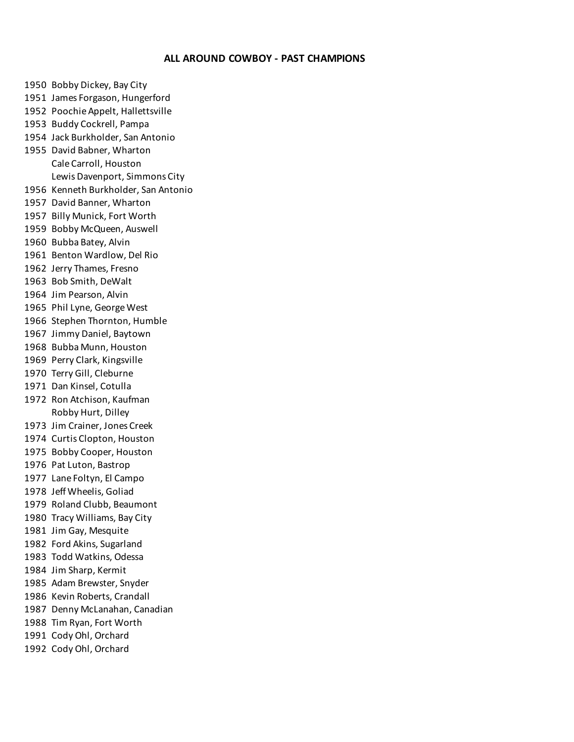## ALL AROUND COWBOY - PAST CHAMPIONS

1950 Bobby Dickey, Bay City
1951 James Forgason, Hungerford
1952 Poochie Appelt, Hallettsville
1953 Buddy Cockrell, Pampa
1954 Jack Burkholder, San Antonio
1955 David Babner, Wharton
Cale Carroll, Houston
Lewis Davenport, Simmons City
1956 Kenneth Burkholder, San Antonio
1957 David Banner, Wharton
1957 Billy Munick, Fort Worth
1959 Bobby McQueen, Auswell
1960 Bubba Batey, Alvin
1961 Benton Wardlow, Del Rio
1962 Jerry Thames, Fresno
1963 Bob Smith, DeWalt
1964 Jim Pearson, Alvin
1965 Phil Lyne, George West
1966 Stephen Thornton, Humble
1967 Jimmy Daniel, Baytown
1968 Bubba Munn, Houston
1969 Perry Clark, Kingsville
1970 Terry Gill, Cleburne
1971 Dan Kinsel, Cotulla
1972 Ron Atchison, Kaufman
Robby Hurt, Dilley
1973 Jim Crainer, Jones Creek
1974 Curtis Clopton, Houston
1975 Bobby Cooper, Houston
1976 Pat Luton, Bastrop
1977 Lane Foltyn, El Campo
1978 Jeff Wheelis, Goliad
1979 Roland Clubb, Beaumont
1980 Tracy Williams, Bay City
1981 Jim Gay, Mesquite
1982 Ford Akins, Sugarland
1983 Todd Watkins, Odessa
1984 Jim Sharp, Kermit
1985 Adam Brewster, Snyder
1986 Kevin Roberts, Crandall
1987 Denny McLanahan, Canadian
1988 Tim Ryan, Fort Worth
1991 Cody Ohl, Orchard
1992 Cody Ohl, Orchard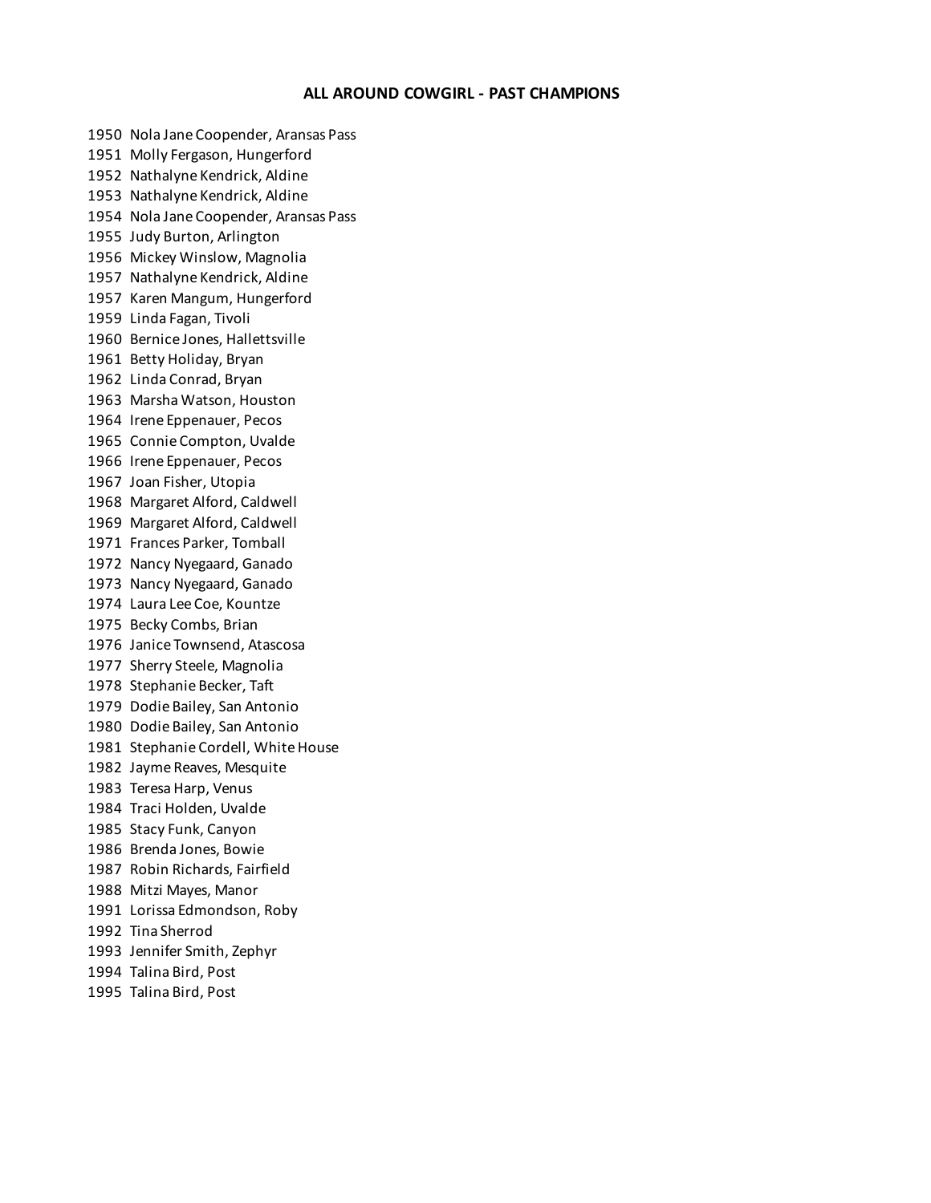## ALL AROUND COWGIRL - PAST CHAMPIONS

1950 Nola Jane Coopender, Aransas Pass
1951 Molly Fergason, Hungerford
1952 Nathalyne Kendrick, Aldine
1953 Nathalyne Kendrick, Aldine
1954 Nola Jane Coopender, Aransas Pass
1955 Judy Burton, Arlington
1956 Mickey Winslow, Magnolia
1957 Nathalyne Kendrick, Aldine
1957 Karen Mangum, Hungerford
1959 Linda Fagan, Tivoli
1960 Bernice Jones, Hallettsville
1961 Betty Holiday, Bryan
1962 Linda Conrad, Bryan
1963 Marsha Watson, Houston
1964 Irene Eppenauer, Pecos
1965 Connie Compton, Uvalde
1966 Irene Eppenauer, Pecos
1967 Joan Fisher, Utopia
1968 Margaret Alford, Caldwell
1969 Margaret Alford, Caldwell
1971 Frances Parker, Tomball
1972 Nancy Nyegaard, Ganado
1973 Nancy Nyegaard, Ganado
1974 Laura Lee Coe, Kountze
1975 Becky Combs, Brian
1976 Janice Townsend, Atascosa
1977 Sherry Steele, Magnolia
1978 Stephanie Becker, Taft
1979 Dodie Bailey, San Antonio
1980 Dodie Bailey, San Antonio
1981 Stephanie Cordell, White House
1982 Jayme Reaves, Mesquite
1983 Teresa Harp, Venus
1984 Traci Holden, Uvalde
1985 Stacy Funk, Canyon
1986 Brenda Jones, Bowie
1987 Robin Richards, Fairfield
1988 Mitzi Mayes, Manor
1991 Lorissa Edmondson, Roby
1992 Tina Sherrod
1993 Jennifer Smith, Zephyr
1994 Talina Bird, Post
1995 Talina Bird, Post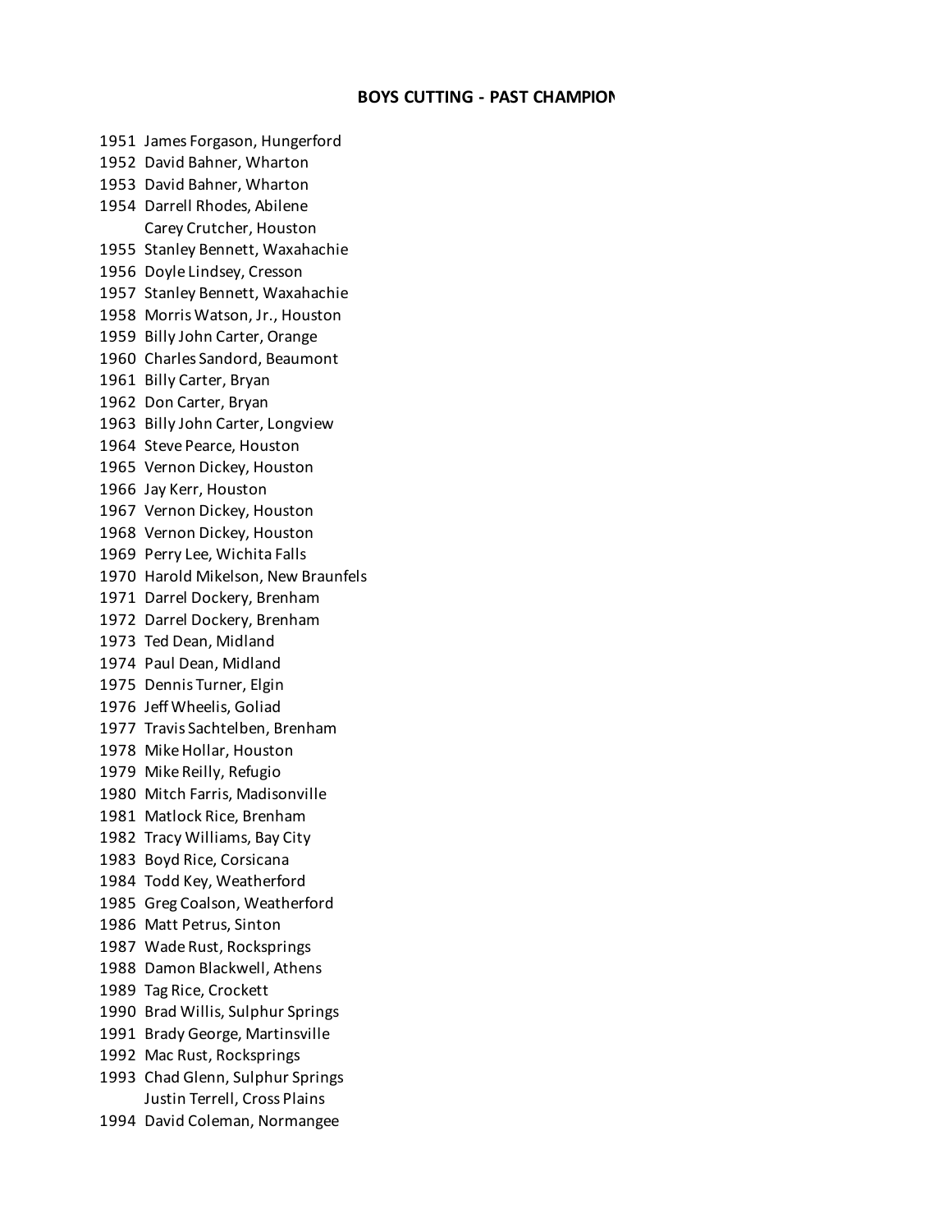**BOYS CUTTING - PAST CHAMPION**

1951 James Forgason, Hungerford
1952 David Bahner, Wharton
1953 David Bahner, Wharton
1954 Darrell Rhodes, Abilene
Carey Crutcher, Houston
1955 Stanley Bennett, Waxahachie
1956 Doyle Lindsey, Cresson
1957 Stanley Bennett, Waxahachie
1958 Morris Watson, Jr., Houston
1959 Billy John Carter, Orange
1960 Charles Sandord, Beaumont
1961 Billy Carter, Bryan
1962 Don Carter, Bryan
1963 Billy John Carter, Longview
1964 Steve Pearce, Houston
1965 Vernon Dickey, Houston
1966 Jay Kerr, Houston
1967 Vernon Dickey, Houston
1968 Vernon Dickey, Houston
1969 Perry Lee, Wichita Falls
1970 Harold Mikelson, New Braunfels
1971 Darrel Dockery, Brenham
1972 Darrel Dockery, Brenham
1973 Ted Dean, Midland
1974 Paul Dean, Midland
1975 Dennis Turner, Elgin
1976 Jeff Wheelis, Goliad
1977 Travis Sachtelben, Brenham
1978 Mike Hollar, Houston
1979 Mike Reilly, Refugio
1980 Mitch Farris, Madisonville
1981 Matlock Rice, Brenham
1982 Tracy Williams, Bay City
1983 Boyd Rice, Corsicana
1984 Todd Key, Weatherford
1985 Greg Coalson, Weatherford
1986 Matt Petrus, Sinton
1987 Wade Rust, Rocksprings
1988 Damon Blackwell, Athens
1989 Tag Rice, Crockett
1990 Brad Willis, Sulphur Springs
1991 Brady George, Martinsville
1992 Mac Rust, Rocksprings
1993 Chad Glenn, Sulphur Springs
Justin Terrell, Cross Plains
1994 David Coleman, Normangee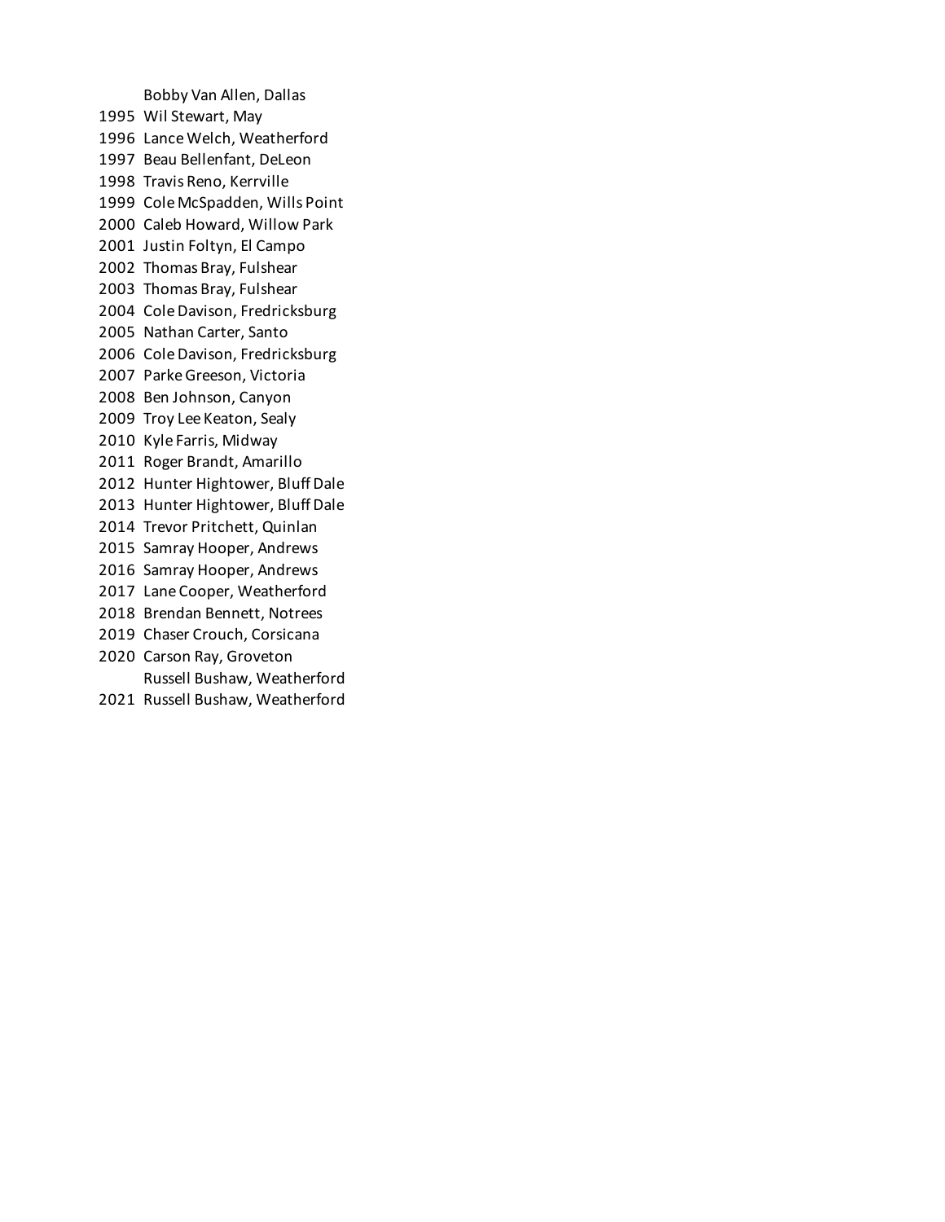| | |
|---|---|
| | Bobby Van Allen, Dallas |
| 1995 | Wil Stewart, May |
| 1996 | Lance Welch, Weatherford |
| 1997 | Beau Bellenfant, DeLeon |
| 1998 | Travis Reno, Kerrville |
| 1999 | Cole McSpadden, Wills Point |
| 2000 | Caleb Howard, Willow Park |
| 2001 | Justin Foltyn, El Campo |
| 2002 | Thomas Bray, Fulshear |
| 2003 | Thomas Bray, Fulshear |
| 2004 | Cole Davison, Fredricksburg |
| 2005 | Nathan Carter, Santo |
| 2006 | Cole Davison, Fredricksburg |
| 2007 | Parke Greeson, Victoria |
| 2008 | Ben Johnson, Canyon |
| 2009 | Troy Lee Keaton, Sealy |
| 2010 | Kyle Farris, Midway |
| 2011 | Roger Brandt, Amarillo |
| 2012 | Hunter Hightower, Bluff Dale |
| 2013 | Hunter Hightower, Bluff Dale |
| 2014 | Trevor Pritchett, Quinlan |
| 2015 | Samray Hooper, Andrews |
| 2016 | Samray Hooper, Andrews |
| 2017 | Lane Cooper, Weatherford |
| 2018 | Brendan Bennett, Notrees |
| 2019 | Chaser Crouch, Corsicana |
| 2020 | Carson Ray, Groveton |
| | Russell Bushaw, Weatherford |
| 2021 | Russell Bushaw, Weatherford |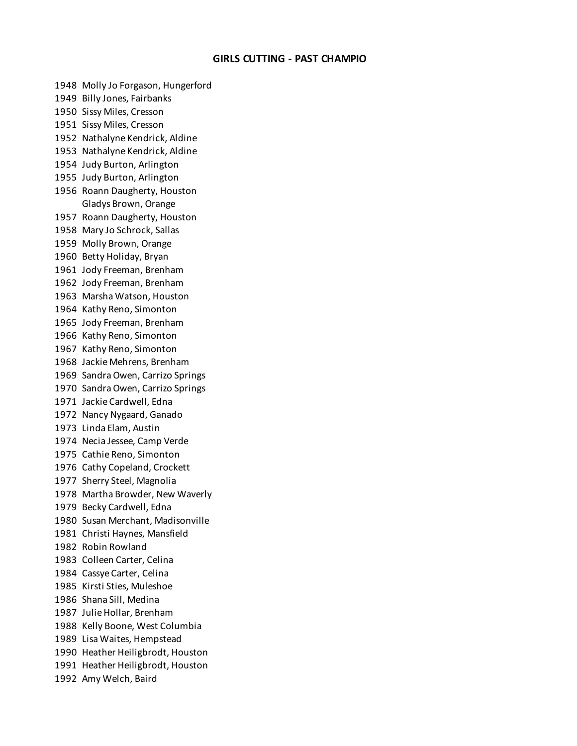## GIRLS CUTTING - PAST CHAMPIO

1948 Molly Jo Forgason, Hungerford
1949 Billy Jones, Fairbanks
1950 Sissy Miles, Cresson
1951 Sissy Miles, Cresson
1952 Nathalyne Kendrick, Aldine
1953 Nathalyne Kendrick, Aldine
1954 Judy Burton, Arlington
1955 Judy Burton, Arlington
1956 Roann Daugherty, Houston
Gladys Brown, Orange
1957 Roann Daugherty, Houston
1958 Mary Jo Schrock, Sallas
1959 Molly Brown, Orange
1960 Betty Holiday, Bryan
1961 Jody Freeman, Brenham
1962 Jody Freeman, Brenham
1963 Marsha Watson, Houston
1964 Kathy Reno, Simonton
1965 Jody Freeman, Brenham
1966 Kathy Reno, Simonton
1967 Kathy Reno, Simonton
1968 Jackie Mehrens, Brenham
1969 Sandra Owen, Carrizo Springs
1970 Sandra Owen, Carrizo Springs
1971 Jackie Cardwell, Edna
1972 Nancy Nygaard, Ganado
1973 Linda Elam, Austin
1974 Necia Jessee, Camp Verde
1975 Cathie Reno, Simonton
1976 Cathy Copeland, Crockett
1977 Sherry Steel, Magnolia
1978 Martha Browder, New Waverly
1979 Becky Cardwell, Edna
1980 Susan Merchant, Madisonville
1981 Christi Haynes, Mansfield
1982 Robin Rowland
1983 Colleen Carter, Celina
1984 Cassye Carter, Celina
1985 Kirsti Sties, Muleshoe
1986 Shana Sill, Medina
1987 Julie Hollar, Brenham
1988 Kelly Boone, West Columbia
1989 Lisa Waites, Hempstead
1990 Heather Heiligbrodt, Houston
1991 Heather Heiligbrodt, Houston
1992 Amy Welch, Baird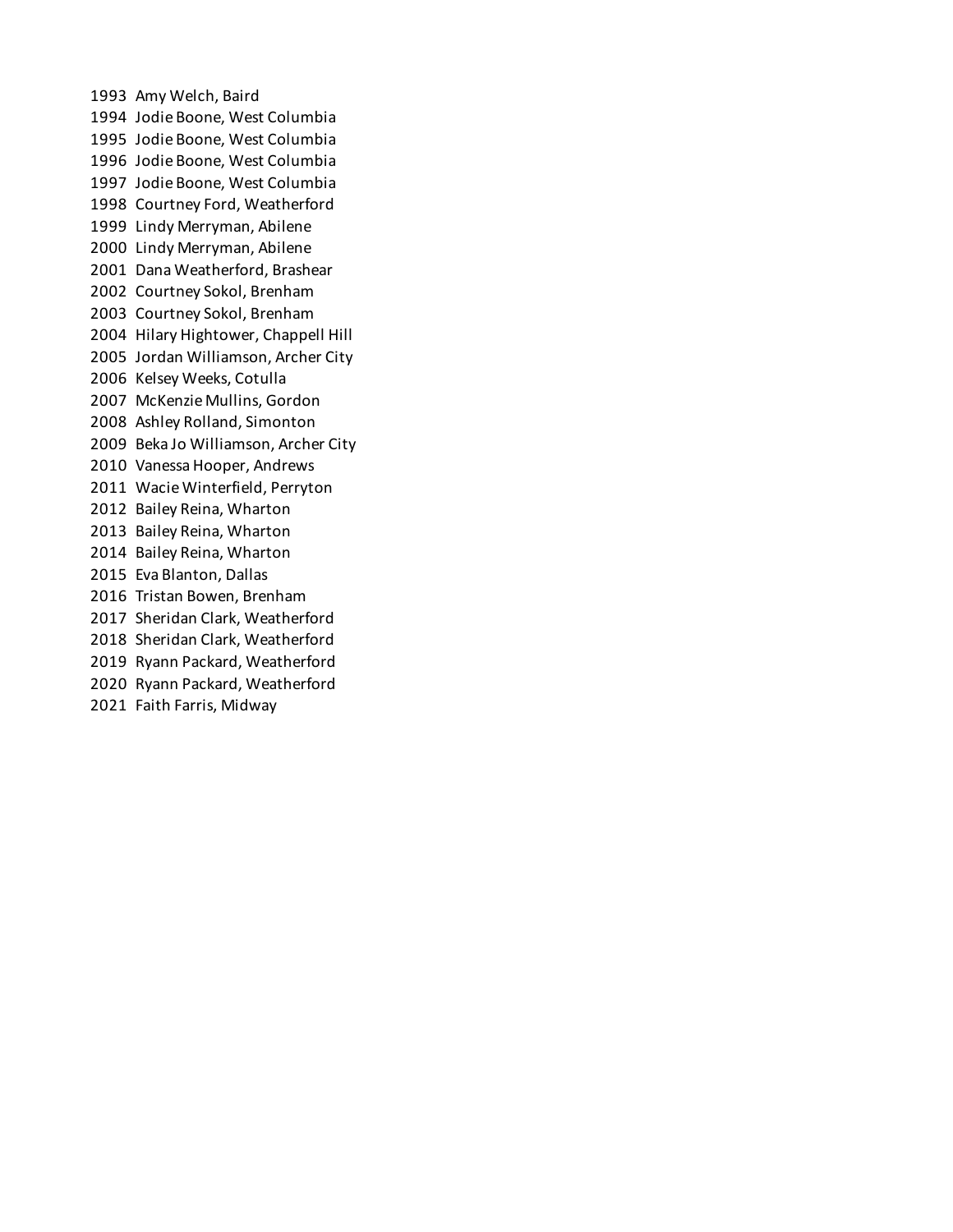1993 Amy Welch, Baird
1994 Jodie Boone, West Columbia
1995 Jodie Boone, West Columbia
1996 Jodie Boone, West Columbia
1997 Jodie Boone, West Columbia
1998 Courtney Ford, Weatherford
1999 Lindy Merryman, Abilene
2000 Lindy Merryman, Abilene
2001 Dana Weatherford, Brashear
2002 Courtney Sokol, Brenham
2003 Courtney Sokol, Brenham
2004 Hilary Hightower, Chappell Hill
2005 Jordan Williamson, Archer City
2006 Kelsey Weeks, Cotulla
2007 McKenzie Mullins, Gordon
2008 Ashley Rolland, Simonton
2009 Beka Jo Williamson, Archer City
2010 Vanessa Hooper, Andrews
2011 Wacie Winterfield, Perryton
2012 Bailey Reina, Wharton
2013 Bailey Reina, Wharton
2014 Bailey Reina, Wharton
2015 Eva Blanton, Dallas
2016 Tristan Bowen, Brenham
2017 Sheridan Clark, Weatherford
2018 Sheridan Clark, Weatherford
2019 Ryann Packard, Weatherford
2020 Ryann Packard, Weatherford
2021 Faith Farris, Midway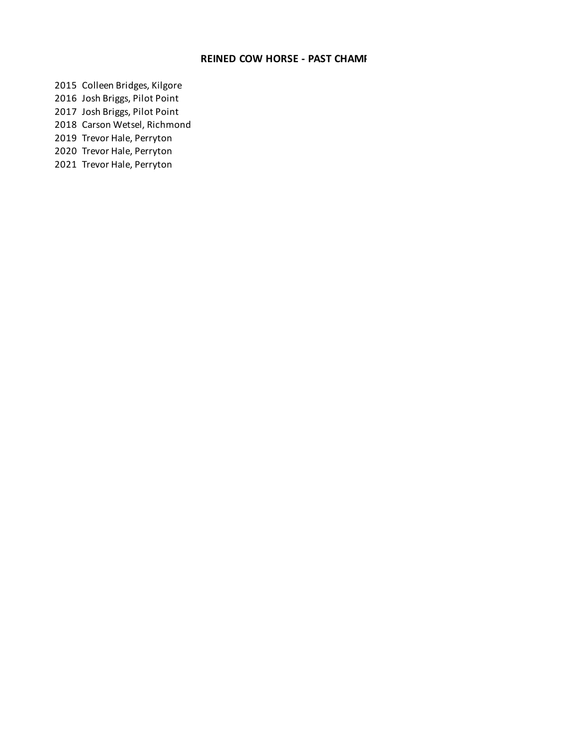# REINED COW HORSE - PAST CHAMP

2015 Colleen Bridges, Kilgore
2016 Josh Briggs, Pilot Point
2017 Josh Briggs, Pilot Point
2018 Carson Wetsel, Richmond
2019 Trevor Hale, Perryton
2020 Trevor Hale, Perryton
2021 Trevor Hale, Perryton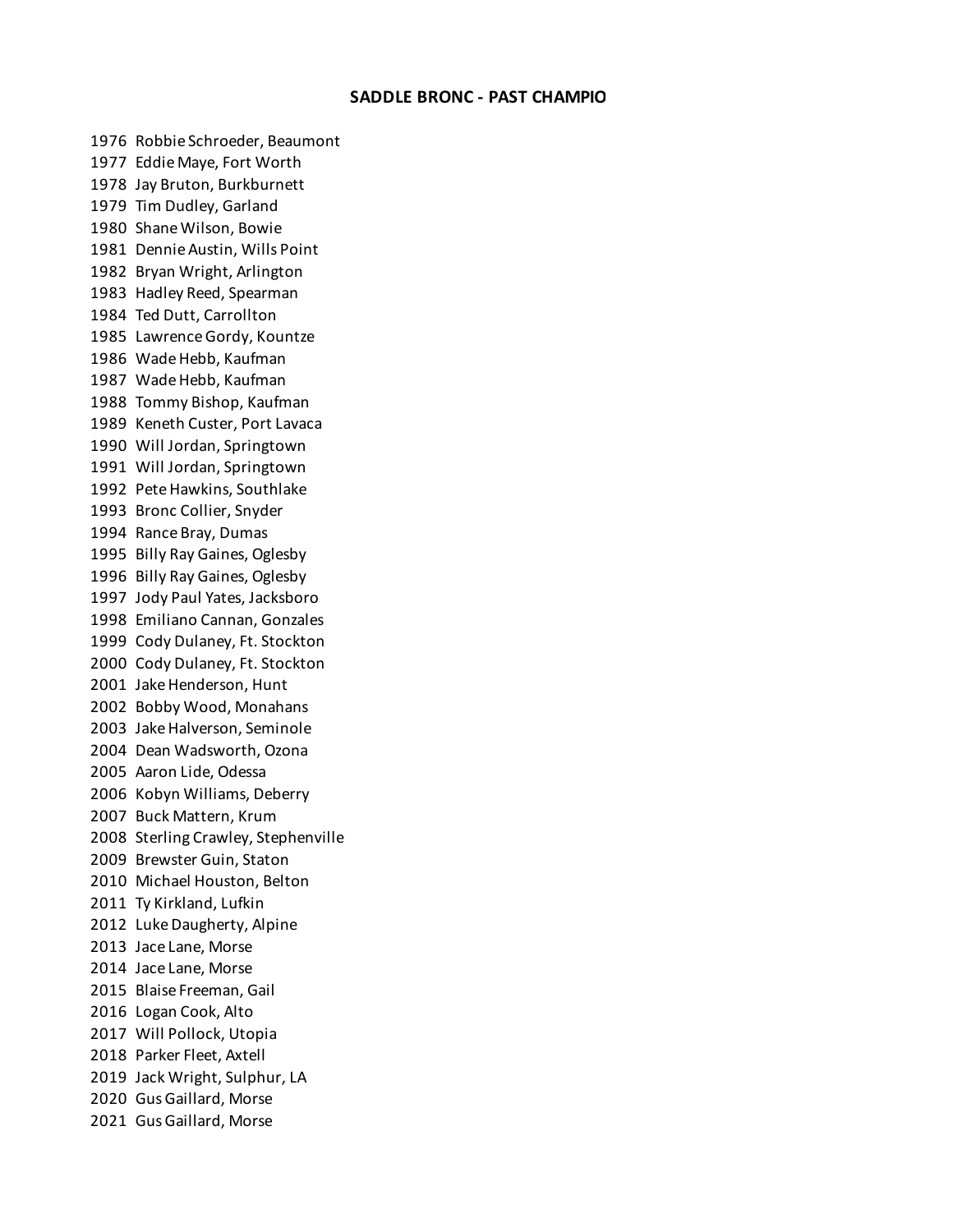## SADDLE BRONC - PAST CHAMPIO

1976 Robbie Schroeder, Beaumont
1977 Eddie Maye, Fort Worth
1978 Jay Bruton, Burkburnett
1979 Tim Dudley, Garland
1980 Shane Wilson, Bowie
1981 Dennie Austin, Wills Point
1982 Bryan Wright, Arlington
1983 Hadley Reed, Spearman
1984 Ted Dutt, Carrollton
1985 Lawrence Gordy, Kountze
1986 Wade Hebb, Kaufman
1987 Wade Hebb, Kaufman
1988 Tommy Bishop, Kaufman
1989 Keneth Custer, Port Lavaca
1990 Will Jordan, Springtown
1991 Will Jordan, Springtown
1992 Pete Hawkins, Southlake
1993 Bronc Collier, Snyder
1994 Rance Bray, Dumas
1995 Billy Ray Gaines, Oglesby
1996 Billy Ray Gaines, Oglesby
1997 Jody Paul Yates, Jacksboro
1998 Emiliano Cannan, Gonzales
1999 Cody Dulaney, Ft. Stockton
2000 Cody Dulaney, Ft. Stockton
2001 Jake Henderson, Hunt
2002 Bobby Wood, Monahans
2003 Jake Halverson, Seminole
2004 Dean Wadsworth, Ozona
2005 Aaron Lide, Odessa
2006 Kobyn Williams, Deberry
2007 Buck Mattern, Krum
2008 Sterling Crawley, Stephenville
2009 Brewster Guin, Staton
2010 Michael Houston, Belton
2011 Ty Kirkland, Lufkin
2012 Luke Daugherty, Alpine
2013 Jace Lane, Morse
2014 Jace Lane, Morse
2015 Blaise Freeman, Gail
2016 Logan Cook, Alto
2017 Will Pollock, Utopia
2018 Parker Fleet, Axtell
2019 Jack Wright, Sulphur, LA
2020 Gus Gaillard, Morse
2021 Gus Gaillard, Morse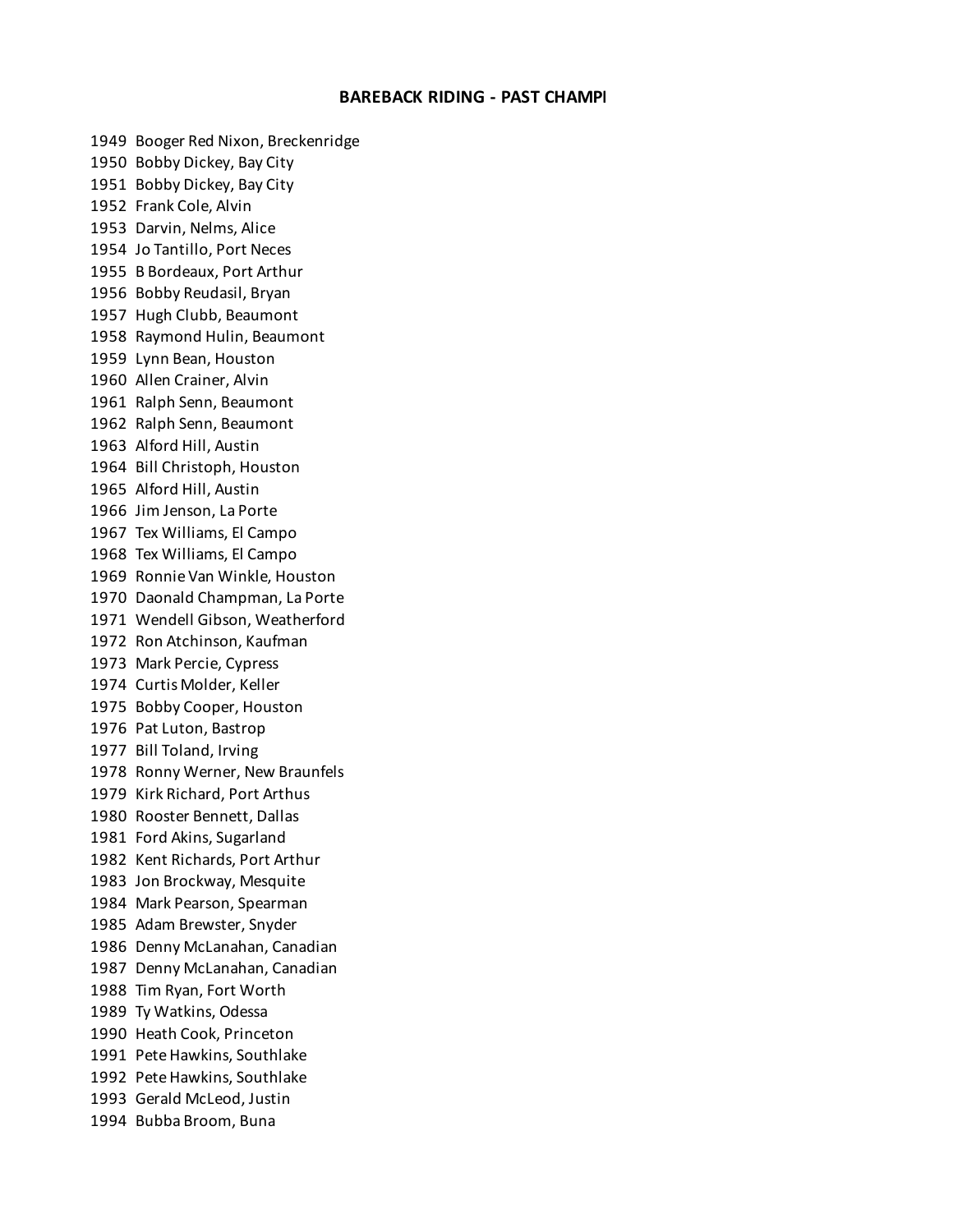## BAREBACK RIDING - PAST CHAMPI

1949 Booger Red Nixon, Breckenridge
1950 Bobby Dickey, Bay City
1951 Bobby Dickey, Bay City
1952 Frank Cole, Alvin
1953 Darvin, Nelms, Alice
1954 Jo Tantillo, Port Neces
1955 B Bordeaux, Port Arthur
1956 Bobby Reudasil, Bryan
1957 Hugh Clubb, Beaumont
1958 Raymond Hulin, Beaumont
1959 Lynn Bean, Houston
1960 Allen Crainer, Alvin
1961 Ralph Senn, Beaumont
1962 Ralph Senn, Beaumont
1963 Alford Hill, Austin
1964 Bill Christoph, Houston
1965 Alford Hill, Austin
1966 Jim Jenson, La Porte
1967 Tex Williams, El Campo
1968 Tex Williams, El Campo
1969 Ronnie Van Winkle, Houston
1970 Daonald Champman, La Porte
1971 Wendell Gibson, Weatherford
1972 Ron Atchinson, Kaufman
1973 Mark Percie, Cypress
1974 Curtis Molder, Keller
1975 Bobby Cooper, Houston
1976 Pat Luton, Bastrop
1977 Bill Toland, Irving
1978 Ronny Werner, New Braunfels
1979 Kirk Richard, Port Arthus
1980 Rooster Bennett, Dallas
1981 Ford Akins, Sugarland
1982 Kent Richards, Port Arthur
1983 Jon Brockway, Mesquite
1984 Mark Pearson, Spearman
1985 Adam Brewster, Snyder
1986 Denny McLanahan, Canadian
1987 Denny McLanahan, Canadian
1988 Tim Ryan, Fort Worth
1989 Ty Watkins, Odessa
1990 Heath Cook, Princeton
1991 Pete Hawkins, Southlake
1992 Pete Hawkins, Southlake
1993 Gerald McLeod, Justin
1994 Bubba Broom, Buna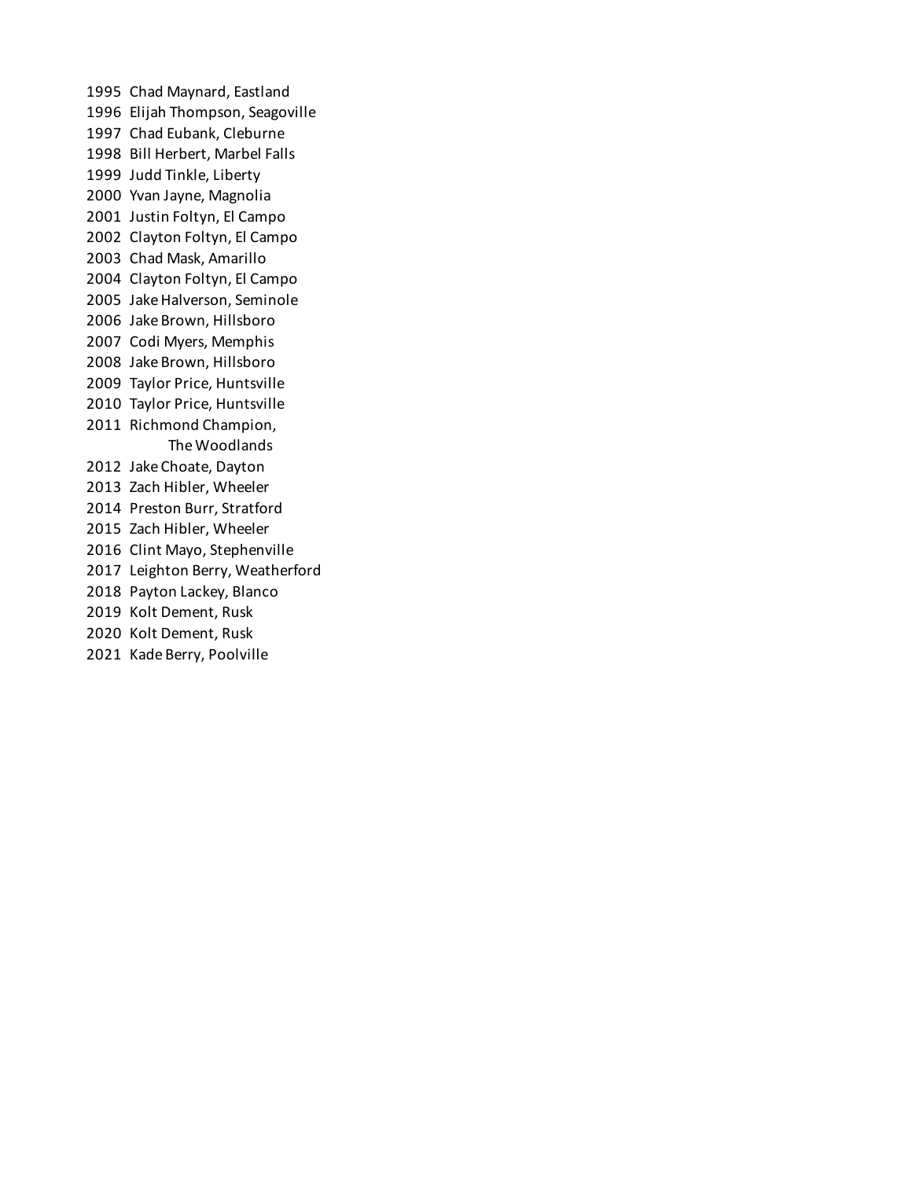1995 Chad Maynard, Eastland
1996 Elijah Thompson, Seagoville
1997 Chad Eubank, Cleburne
1998 Bill Herbert, Marbel Falls
1999 Judd Tinkle, Liberty
2000 Yvan Jayne, Magnolia
2001 Justin Foltyn, El Campo
2002 Clayton Foltyn, El Campo
2003 Chad Mask, Amarillo
2004 Clayton Foltyn, El Campo
2005 Jake Halverson, Seminole
2006 Jake Brown, Hillsboro
2007 Codi Myers, Memphis
2008 Jake Brown, Hillsboro
2009 Taylor Price, Huntsville
2010 Taylor Price, Huntsville
2011 Richmond Champion, The Woodlands
2012 Jake Choate, Dayton
2013 Zach Hibler, Wheeler
2014 Preston Burr, Stratford
2015 Zach Hibler, Wheeler
2016 Clint Mayo, Stephenville
2017 Leighton Berry, Weatherford
2018 Payton Lackey, Blanco
2019 Kolt Dement, Rusk
2020 Kolt Dement, Rusk
2021 Kade Berry, Poolville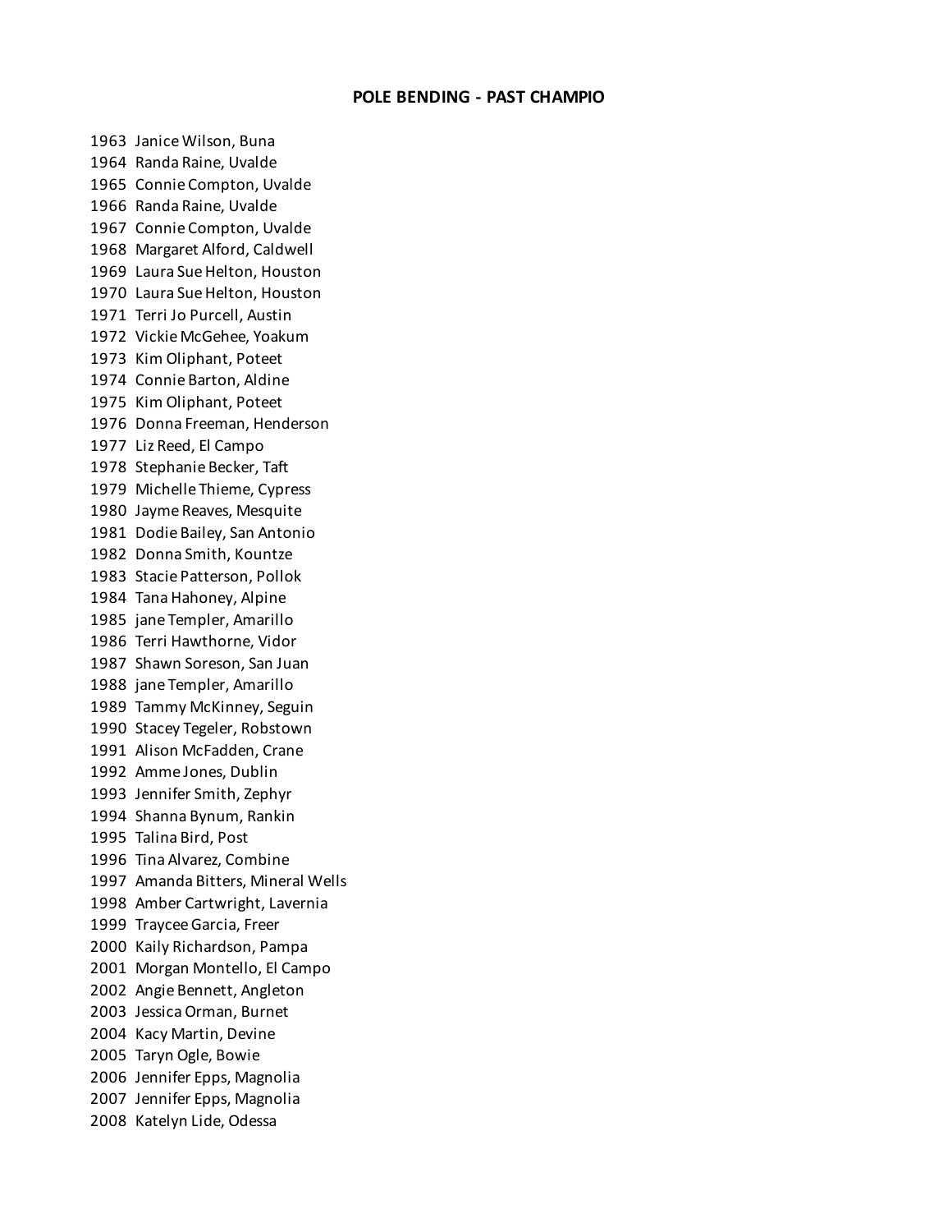## POLE BENDING - PAST CHAMPIO

1963 Janice Wilson, Buna
1964 Randa Raine, Uvalde
1965 Connie Compton, Uvalde
1966 Randa Raine, Uvalde
1967 Connie Compton, Uvalde
1968 Margaret Alford, Caldwell
1969 Laura Sue Helton, Houston
1970 Laura Sue Helton, Houston
1971 Terri Jo Purcell, Austin
1972 Vickie McGehee, Yoakum
1973 Kim Oliphant, Poteet
1974 Connie Barton, Aldine
1975 Kim Oliphant, Poteet
1976 Donna Freeman, Henderson
1977 Liz Reed, El Campo
1978 Stephanie Becker, Taft
1979 Michelle Thieme, Cypress
1980 Jayme Reaves, Mesquite
1981 Dodie Bailey, San Antonio
1982 Donna Smith, Kountze
1983 Stacie Patterson, Pollok
1984 Tana Hahoney, Alpine
1985 jane Templer, Amarillo
1986 Terri Hawthorne, Vidor
1987 Shawn Soreson, San Juan
1988 jane Templer, Amarillo
1989 Tammy McKinney, Seguin
1990 Stacey Tegeler, Robstown
1991 Alison McFadden, Crane
1992 Amme Jones, Dublin
1993 Jennifer Smith, Zephyr
1994 Shanna Bynum, Rankin
1995 Talina Bird, Post
1996 Tina Alvarez, Combine
1997 Amanda Bitters, Mineral Wells
1998 Amber Cartwright, Lavernia
1999 Traycee Garcia, Freer
2000 Kaily Richardson, Pampa
2001 Morgan Montello, El Campo
2002 Angie Bennett, Angleton
2003 Jessica Orman, Burnet
2004 Kacy Martin, Devine
2005 Taryn Ogle, Bowie
2006 Jennifer Epps, Magnolia
2007 Jennifer Epps, Magnolia
2008 Katelyn Lide, Odessa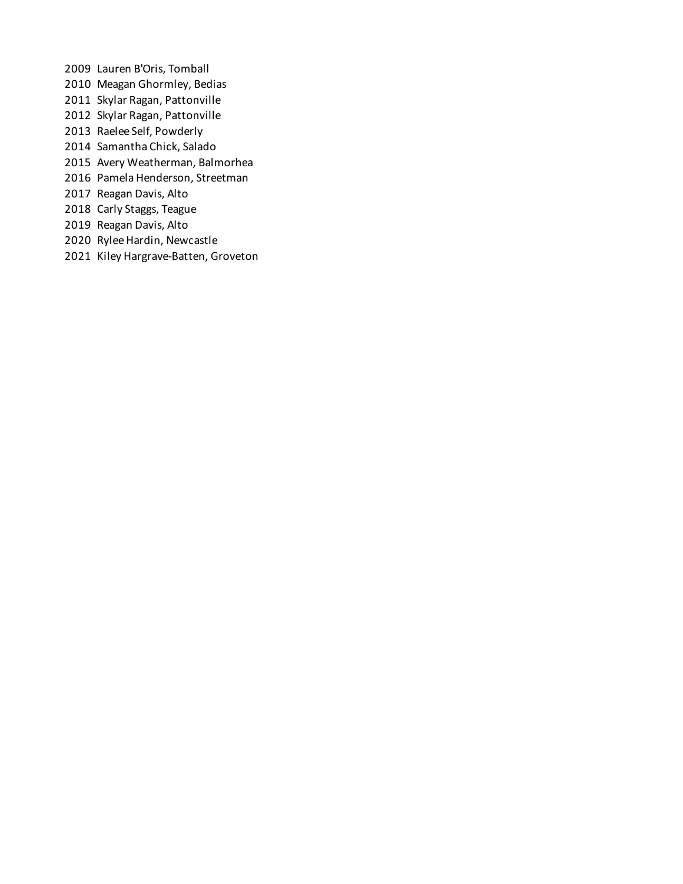2009 Lauren B'Oris, Tomball
2010 Meagan Ghormley, Bedias
2011 Skylar Ragan, Pattonville
2012 Skylar Ragan, Pattonville
2013 Raelee Self, Powderly
2014 Samantha Chick, Salado
2015 Avery Weatherman, Balmorhea
2016 Pamela Henderson, Streetman
2017 Reagan Davis, Alto
2018 Carly Staggs, Teague
2019 Reagan Davis, Alto
2020 Rylee Hardin, Newcastle
2021 Kiley Hargrave-Batten, Groveton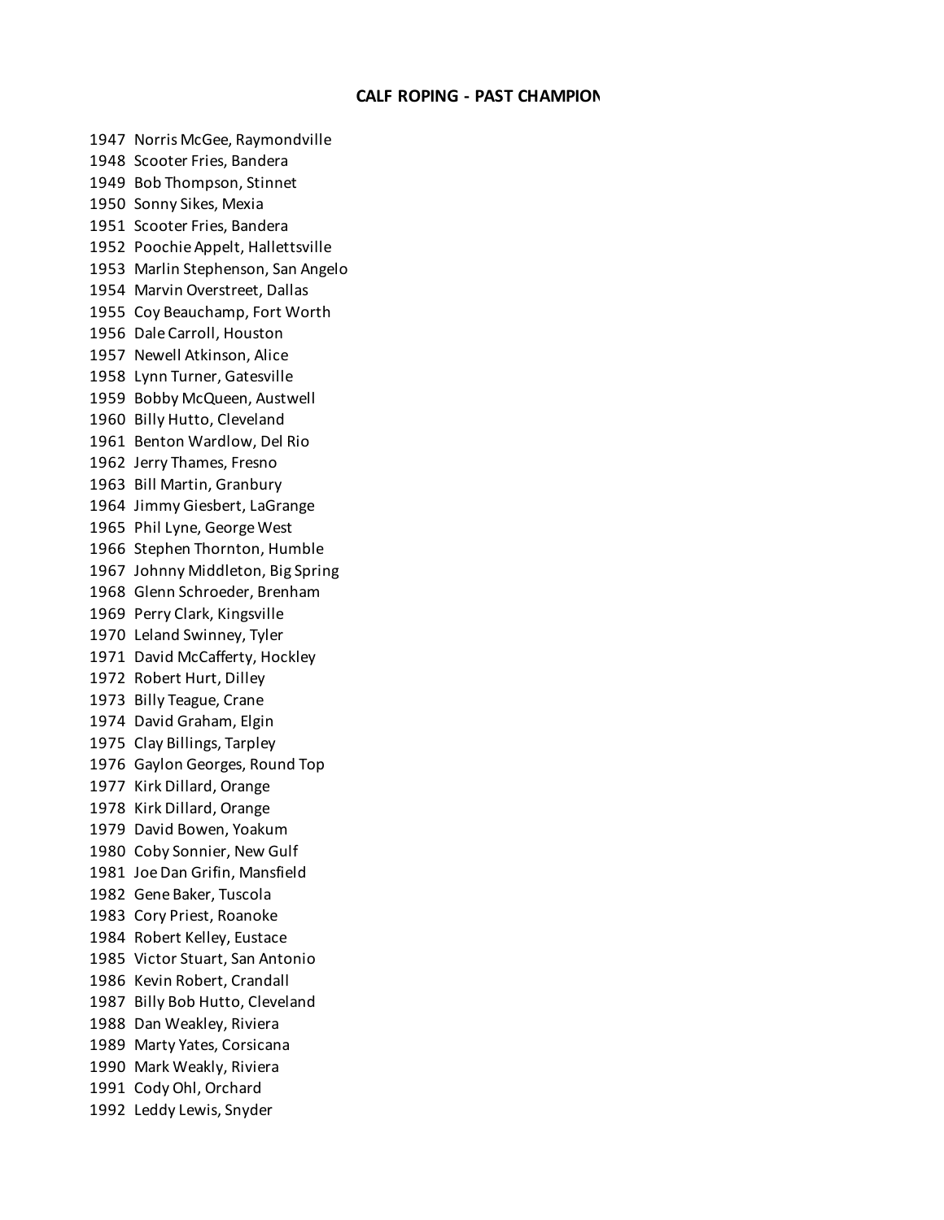# CALF ROPING - PAST CHAMPION

1947 Norris McGee, Raymondville
1948 Scooter Fries, Bandera
1949 Bob Thompson, Stinnet
1950 Sonny Sikes, Mexia
1951 Scooter Fries, Bandera
1952 Poochie Appelt, Hallettsville
1953 Marlin Stephenson, San Angelo
1954 Marvin Overstreet, Dallas
1955 Coy Beauchamp, Fort Worth
1956 Dale Carroll, Houston
1957 Newell Atkinson, Alice
1958 Lynn Turner, Gatesville
1959 Bobby McQueen, Austwell
1960 Billy Hutto, Cleveland
1961 Benton Wardlow, Del Rio
1962 Jerry Thames, Fresno
1963 Bill Martin, Granbury
1964 Jimmy Giesbert, LaGrange
1965 Phil Lyne, George West
1966 Stephen Thornton, Humble
1967 Johnny Middleton, Big Spring
1968 Glenn Schroeder, Brenham
1969 Perry Clark, Kingsville
1970 Leland Swinney, Tyler
1971 David McCafferty, Hockley
1972 Robert Hurt, Dilley
1973 Billy Teague, Crane
1974 David Graham, Elgin
1975 Clay Billings, Tarpley
1976 Gaylon Georges, Round Top
1977 Kirk Dillard, Orange
1978 Kirk Dillard, Orange
1979 David Bowen, Yoakum
1980 Coby Sonnier, New Gulf
1981 Joe Dan Grifin, Mansfield
1982 Gene Baker, Tuscola
1983 Cory Priest, Roanoke
1984 Robert Kelley, Eustace
1985 Victor Stuart, San Antonio
1986 Kevin Robert, Crandall
1987 Billy Bob Hutto, Cleveland
1988 Dan Weakley, Riviera
1989 Marty Yates, Corsicana
1990 Mark Weakly, Riviera
1991 Cody Ohl, Orchard
1992 Leddy Lewis, Snyder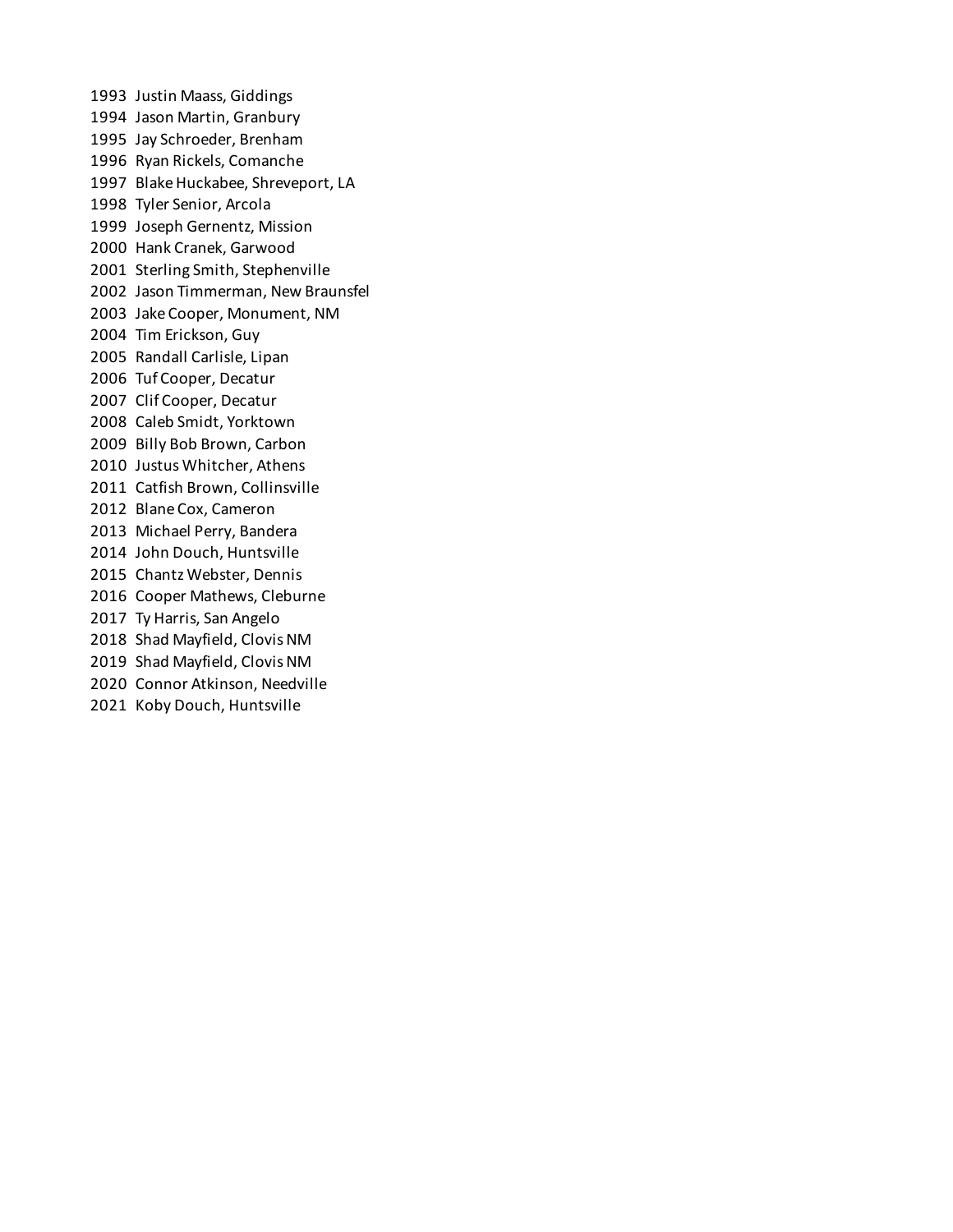1993 Justin Maass, Giddings
1994 Jason Martin, Granbury
1995 Jay Schroeder, Brenham
1996 Ryan Rickels, Comanche
1997 Blake Huckabee, Shreveport, LA
1998 Tyler Senior, Arcola
1999 Joseph Gernentz, Mission
2000 Hank Cranek, Garwood
2001 Sterling Smith, Stephenville
2002 Jason Timmerman, New Braunsfel
2003 Jake Cooper, Monument, NM
2004 Tim Erickson, Guy
2005 Randall Carlisle, Lipan
2006 Tuf Cooper, Decatur
2007 Clif Cooper, Decatur
2008 Caleb Smidt, Yorktown
2009 Billy Bob Brown, Carbon
2010 Justus Whitcher, Athens
2011 Catfish Brown, Collinsville
2012 Blane Cox, Cameron
2013 Michael Perry, Bandera
2014 John Douch, Huntsville
2015 Chantz Webster, Dennis
2016 Cooper Mathews, Cleburne
2017 Ty Harris, San Angelo
2018 Shad Mayfield, Clovis NM
2019 Shad Mayfield, Clovis NM
2020 Connor Atkinson, Needville
2021 Koby Douch, Huntsville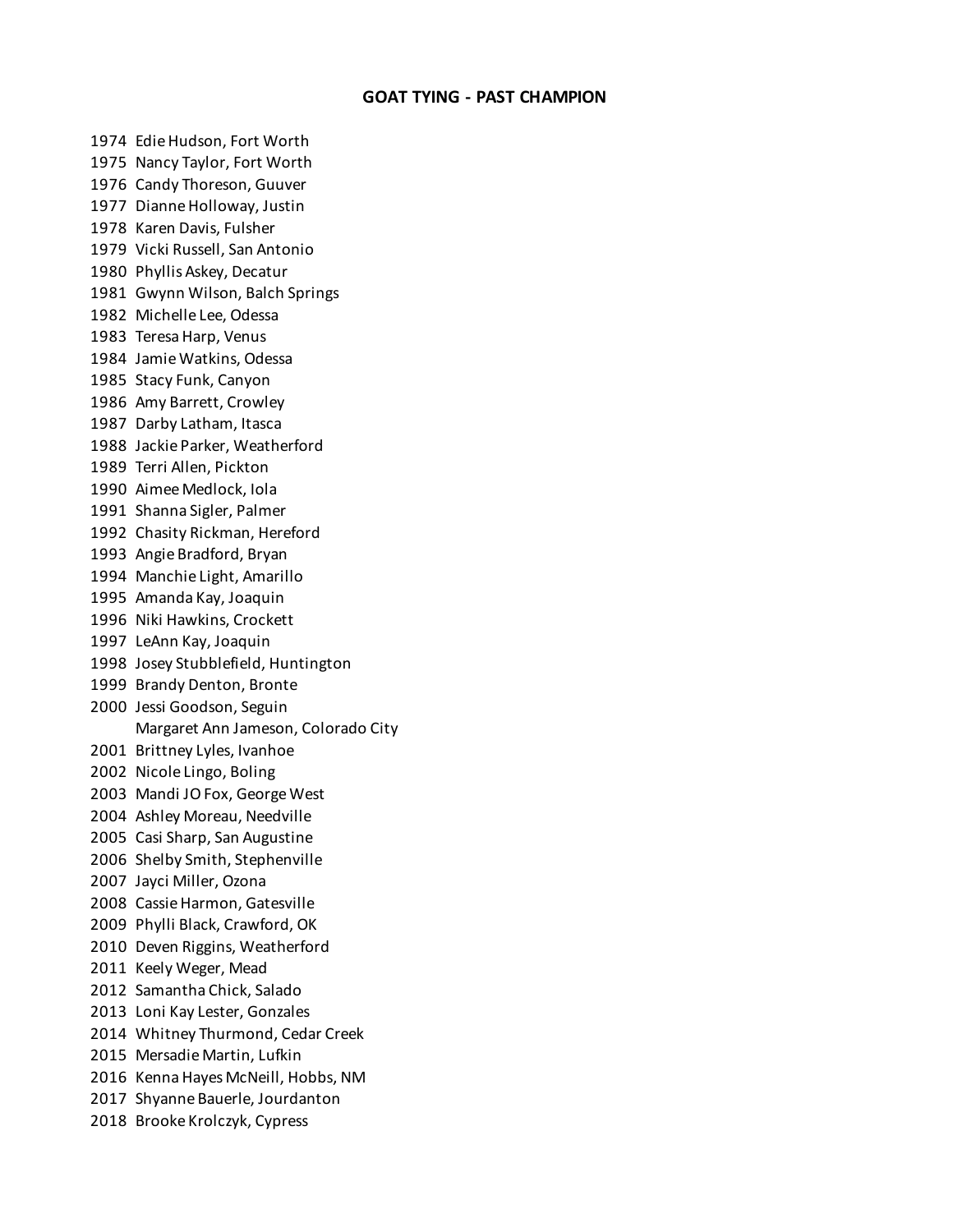## GOAT TYING - PAST CHAMPION

1974 Edie Hudson, Fort Worth
1975 Nancy Taylor, Fort Worth
1976 Candy Thoreson, Guuver
1977 Dianne Holloway, Justin
1978 Karen Davis, Fulsher
1979 Vicki Russell, San Antonio
1980 Phyllis Askey, Decatur
1981 Gwynn Wilson, Balch Springs
1982 Michelle Lee, Odessa
1983 Teresa Harp, Venus
1984 Jamie Watkins, Odessa
1985 Stacy Funk, Canyon
1986 Amy Barrett, Crowley
1987 Darby Latham, Itasca
1988 Jackie Parker, Weatherford
1989 Terri Allen, Pickton
1990 Aimee Medlock, Iola
1991 Shanna Sigler, Palmer
1992 Chasity Rickman, Hereford
1993 Angie Bradford, Bryan
1994 Manchie Light, Amarillo
1995 Amanda Kay, Joaquin
1996 Niki Hawkins, Crockett
1997 LeAnn Kay, Joaquin
1998 Josey Stubblefield, Huntington
1999 Brandy Denton, Bronte
2000 Jessi Goodson, Seguin
Margaret Ann Jameson, Colorado City
2001 Brittney Lyles, Ivanhoe
2002 Nicole Lingo, Boling
2003 Mandi JO Fox, George West
2004 Ashley Moreau, Needville
2005 Casi Sharp, San Augustine
2006 Shelby Smith, Stephenville
2007 Jayci Miller, Ozona
2008 Cassie Harmon, Gatesville
2009 Phylli Black, Crawford, OK
2010 Deven Riggins, Weatherford
2011 Keely Weger, Mead
2012 Samantha Chick, Salado
2013 Loni Kay Lester, Gonzales
2014 Whitney Thurmond, Cedar Creek
2015 Mersadie Martin, Lufkin
2016 Kenna Hayes McNeill, Hobbs, NM
2017 Shyanne Bauerle, Jourdanton
2018 Brooke Krolczyk, Cypress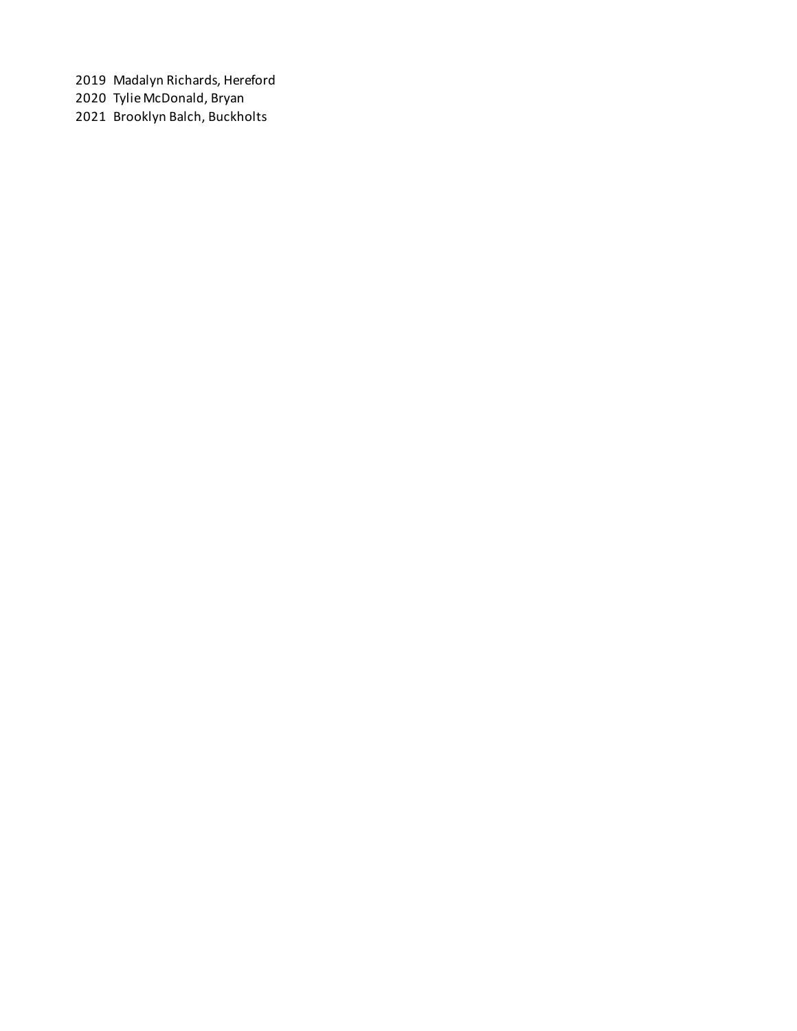2019 Madalyn Richards, Hereford
2020 Tylie McDonald, Bryan
2021 Brooklyn Balch, Buckholts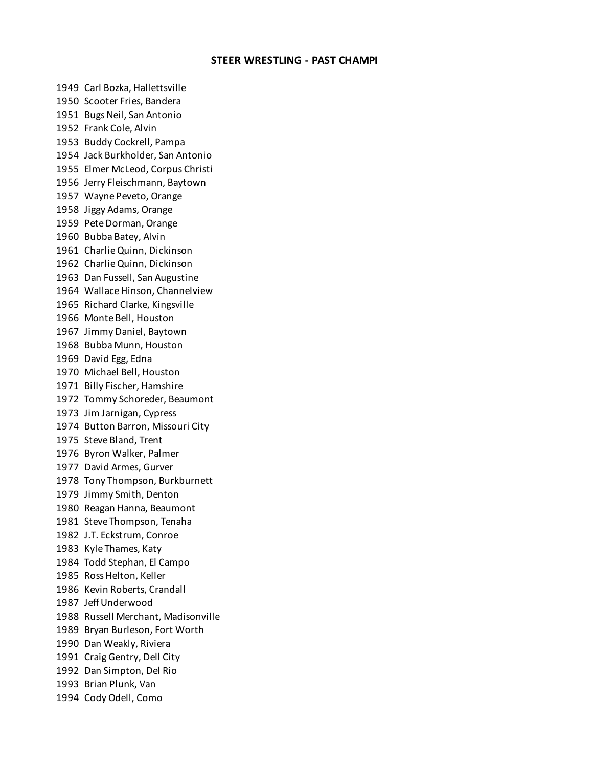# STEER WRESTLING - PAST CHAMPI

1949 Carl Bozka, Hallettsville
1950 Scooter Fries, Bandera
1951 Bugs Neil, San Antonio
1952 Frank Cole, Alvin
1953 Buddy Cockrell, Pampa
1954 Jack Burkholder, San Antonio
1955 Elmer McLeod, Corpus Christi
1956 Jerry Fleischmann, Baytown
1957 Wayne Peveto, Orange
1958 Jiggy Adams, Orange
1959 Pete Dorman, Orange
1960 Bubba Batey, Alvin
1961 Charlie Quinn, Dickinson
1962 Charlie Quinn, Dickinson
1963 Dan Fussell, San Augustine
1964 Wallace Hinson, Channelview
1965 Richard Clarke, Kingsville
1966 Monte Bell, Houston
1967 Jimmy Daniel, Baytown
1968 Bubba Munn, Houston
1969 David Egg, Edna
1970 Michael Bell, Houston
1971 Billy Fischer, Hamshire
1972 Tommy Schoreder, Beaumont
1973 Jim Jarnigan, Cypress
1974 Button Barron, Missouri City
1975 Steve Bland, Trent
1976 Byron Walker, Palmer
1977 David Armes, Gurver
1978 Tony Thompson, Burkburnett
1979 Jimmy Smith, Denton
1980 Reagan Hanna, Beaumont
1981 Steve Thompson, Tenaha
1982 J.T. Eckstrum, Conroe
1983 Kyle Thames, Katy
1984 Todd Stephan, El Campo
1985 Ross Helton, Keller
1986 Kevin Roberts, Crandall
1987 Jeff Underwood
1988 Russell Merchant, Madisonville
1989 Bryan Burleson, Fort Worth
1990 Dan Weakly, Riviera
1991 Craig Gentry, Dell City
1992 Dan Simpton, Del Rio
1993 Brian Plunk, Van
1994 Cody Odell, Como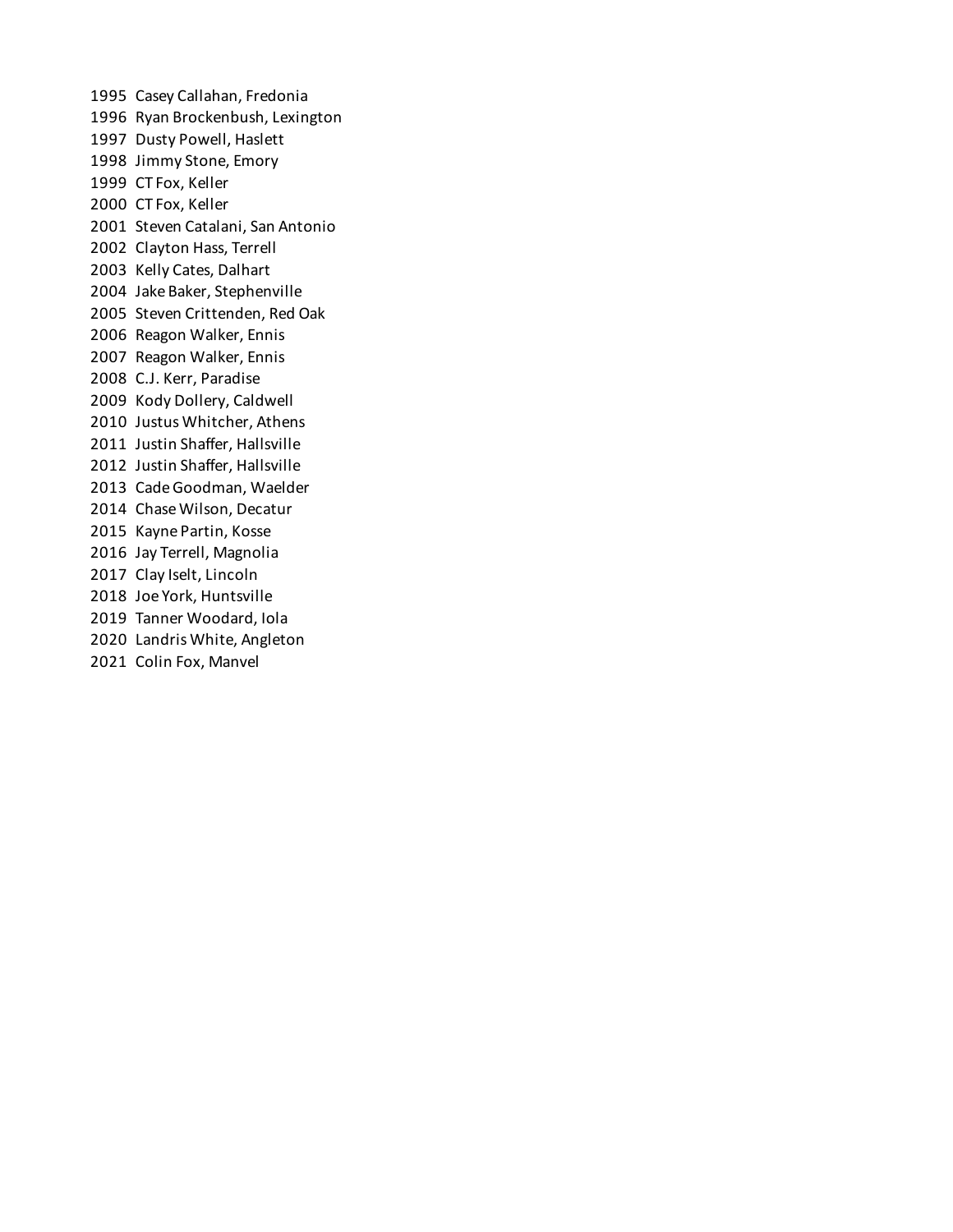1995 Casey Callahan, Fredonia
1996 Ryan Brockenbush, Lexington
1997 Dusty Powell, Haslett
1998 Jimmy Stone, Emory
1999 CT Fox, Keller
2000 CT Fox, Keller
2001 Steven Catalani, San Antonio
2002 Clayton Hass, Terrell
2003 Kelly Cates, Dalhart
2004 Jake Baker, Stephenville
2005 Steven Crittenden, Red Oak
2006 Reagon Walker, Ennis
2007 Reagon Walker, Ennis
2008 C.J. Kerr, Paradise
2009 Kody Dollery, Caldwell
2010 Justus Whitcher, Athens
2011 Justin Shaffer, Hallsville
2012 Justin Shaffer, Hallsville
2013 Cade Goodman, Waelder
2014 Chase Wilson, Decatur
2015 Kayne Partin, Kosse
2016 Jay Terrell, Magnolia
2017 Clay Iselt, Lincoln
2018 Joe York, Huntsville
2019 Tanner Woodard, Iola
2020 Landris White, Angleton
2021 Colin Fox, Manvel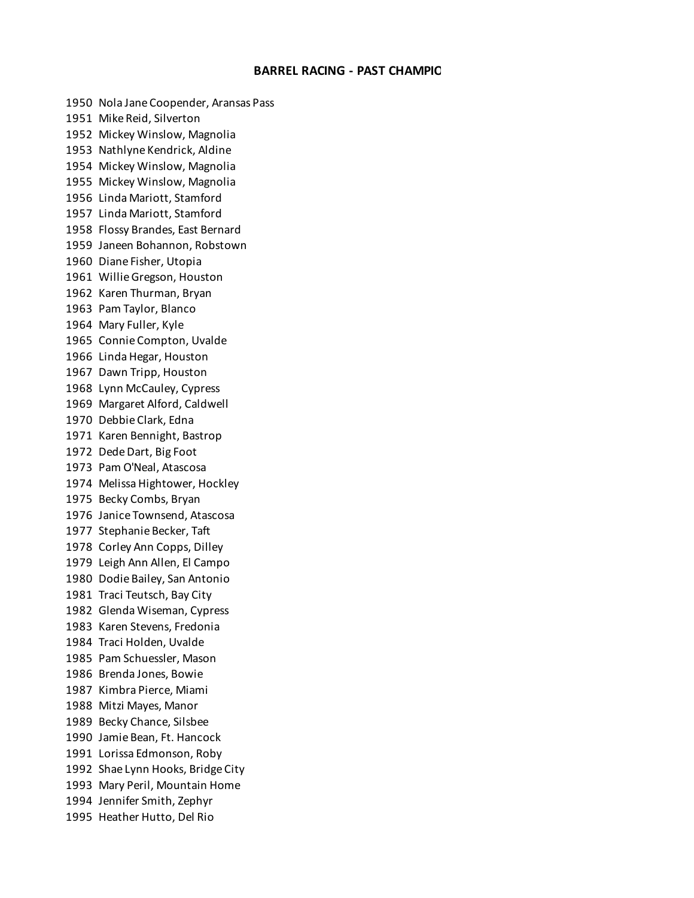# BARREL RACING - PAST CHAMPIC

1950 Nola Jane Coopender, Aransas Pass
1951 Mike Reid, Silverton
1952 Mickey Winslow, Magnolia
1953 Nathlyne Kendrick, Aldine
1954 Mickey Winslow, Magnolia
1955 Mickey Winslow, Magnolia
1956 Linda Mariott, Stamford
1957 Linda Mariott, Stamford
1958 Flossy Brandes, East Bernard
1959 Janeen Bohannon, Robstown
1960 Diane Fisher, Utopia
1961 Willie Gregson, Houston
1962 Karen Thurman, Bryan
1963 Pam Taylor, Blanco
1964 Mary Fuller, Kyle
1965 Connie Compton, Uvalde
1966 Linda Hegar, Houston
1967 Dawn Tripp, Houston
1968 Lynn McCauley, Cypress
1969 Margaret Alford, Caldwell
1970 Debbie Clark, Edna
1971 Karen Bennight, Bastrop
1972 Dede Dart, Big Foot
1973 Pam O'Neal, Atascosa
1974 Melissa Hightower, Hockley
1975 Becky Combs, Bryan
1976 Janice Townsend, Atascosa
1977 Stephanie Becker, Taft
1978 Corley Ann Copps, Dilley
1979 Leigh Ann Allen, El Campo
1980 Dodie Bailey, San Antonio
1981 Traci Teutsch, Bay City
1982 Glenda Wiseman, Cypress
1983 Karen Stevens, Fredonia
1984 Traci Holden, Uvalde
1985 Pam Schuessler, Mason
1986 Brenda Jones, Bowie
1987 Kimbra Pierce, Miami
1988 Mitzi Mayes, Manor
1989 Becky Chance, Silsbee
1990 Jamie Bean, Ft. Hancock
1991 Lorissa Edmonson, Roby
1992 Shae Lynn Hooks, Bridge City
1993 Mary Peril, Mountain Home
1994 Jennifer Smith, Zephyr
1995 Heather Hutto, Del Rio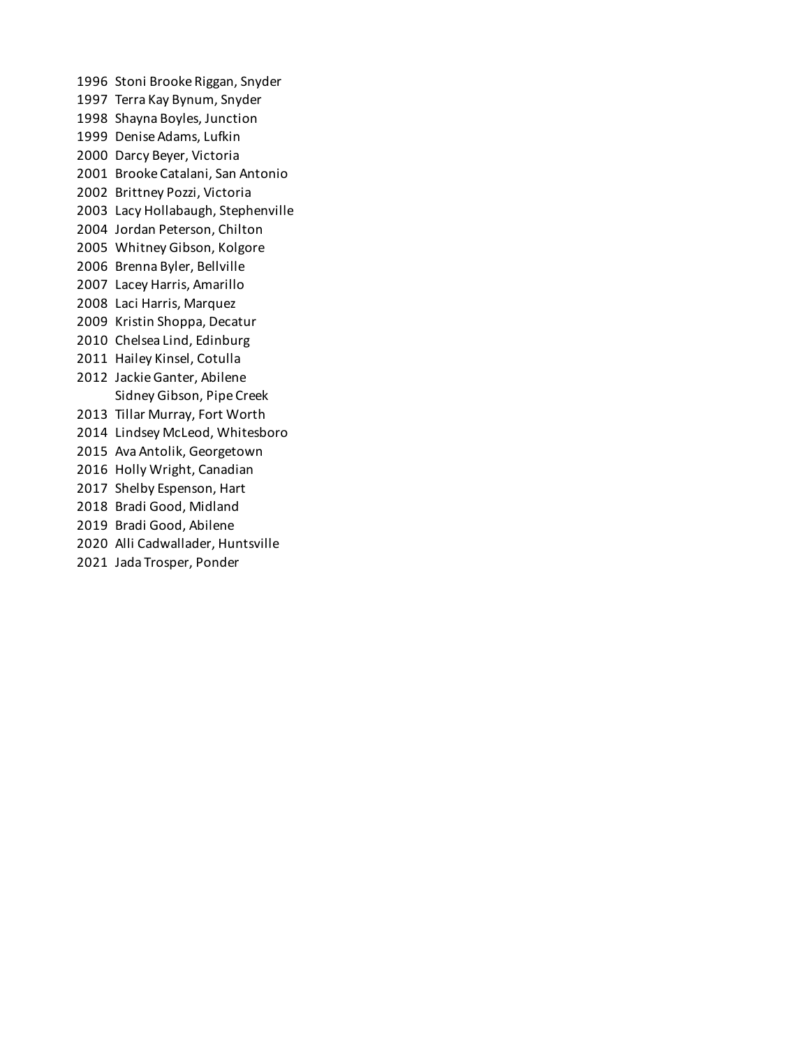1996 Stoni Brooke Riggan, Snyder
1997 Terra Kay Bynum, Snyder
1998 Shayna Boyles, Junction
1999 Denise Adams, Lufkin
2000 Darcy Beyer, Victoria
2001 Brooke Catalani, San Antonio
2002 Brittney Pozzi, Victoria
2003 Lacy Hollabaugh, Stephenville
2004 Jordan Peterson, Chilton
2005 Whitney Gibson, Kolgore
2006 Brenna Byler, Bellville
2007 Lacey Harris, Amarillo
2008 Laci Harris, Marquez
2009 Kristin Shoppa, Decatur
2010 Chelsea Lind, Edinburg
2011 Hailey Kinsel, Cotulla
2012 Jackie Ganter, Abilene
Sidney Gibson, Pipe Creek
2013 Tillar Murray, Fort Worth
2014 Lindsey McLeod, Whitesboro
2015 Ava Antolik, Georgetown
2016 Holly Wright, Canadian
2017 Shelby Espenson, Hart
2018 Bradi Good, Midland
2019 Bradi Good, Abilene
2020 Alli Cadwallader, Huntsville
2021 Jada Trosper, Ponder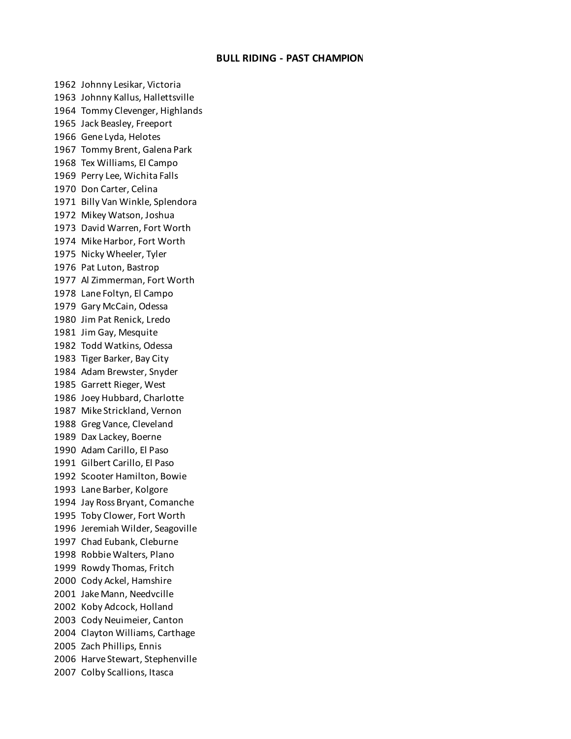## BULL RIDING - PAST CHAMPION

1962 Johnny Lesikar, Victoria
1963 Johnny Kallus, Hallettsville
1964 Tommy Clevenger, Highlands
1965 Jack Beasley, Freeport
1966 Gene Lyda, Helotes
1967 Tommy Brent, Galena Park
1968 Tex Williams, El Campo
1969 Perry Lee, Wichita Falls
1970 Don Carter, Celina
1971 Billy Van Winkle, Splendora
1972 Mikey Watson, Joshua
1973 David Warren, Fort Worth
1974 Mike Harbor, Fort Worth
1975 Nicky Wheeler, Tyler
1976 Pat Luton, Bastrop
1977 Al Zimmerman, Fort Worth
1978 Lane Foltyn, El Campo
1979 Gary McCain, Odessa
1980 Jim Pat Renick, Lredo
1981 Jim Gay, Mesquite
1982 Todd Watkins, Odessa
1983 Tiger Barker, Bay City
1984 Adam Brewster, Snyder
1985 Garrett Rieger, West
1986 Joey Hubbard, Charlotte
1987 Mike Strickland, Vernon
1988 Greg Vance, Cleveland
1989 Dax Lackey, Boerne
1990 Adam Carillo, El Paso
1991 Gilbert Carillo, El Paso
1992 Scooter Hamilton, Bowie
1993 Lane Barber, Kolgore
1994 Jay Ross Bryant, Comanche
1995 Toby Clower, Fort Worth
1996 Jeremiah Wilder, Seagoville
1997 Chad Eubank, Cleburne
1998 Robbie Walters, Plano
1999 Rowdy Thomas, Fritch
2000 Cody Ackel, Hamshire
2001 Jake Mann, Needvcille
2002 Koby Adcock, Holland
2003 Cody Neuimeier, Canton
2004 Clayton Williams, Carthage
2005 Zach Phillips, Ennis
2006 Harve Stewart, Stephenville
2007 Colby Scallions, Itasca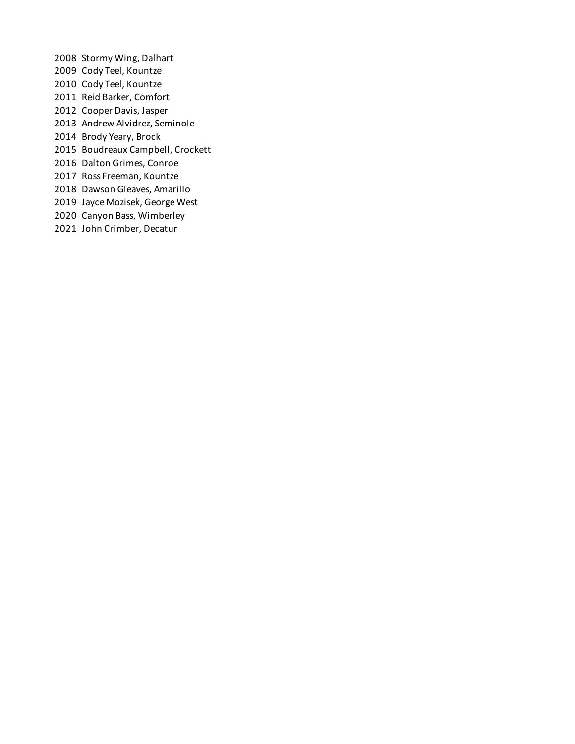2008 Stormy Wing, Dalhart
2009 Cody Teel, Kountze
2010 Cody Teel, Kountze
2011 Reid Barker, Comfort
2012 Cooper Davis, Jasper
2013 Andrew Alvidrez, Seminole
2014 Brody Yeary, Brock
2015 Boudreaux Campbell, Crockett
2016 Dalton Grimes, Conroe
2017 Ross Freeman, Kountze
2018 Dawson Gleaves, Amarillo
2019 Jayce Mozisek, George West
2020 Canyon Bass, Wimberley
2021 John Crimber, Decatur